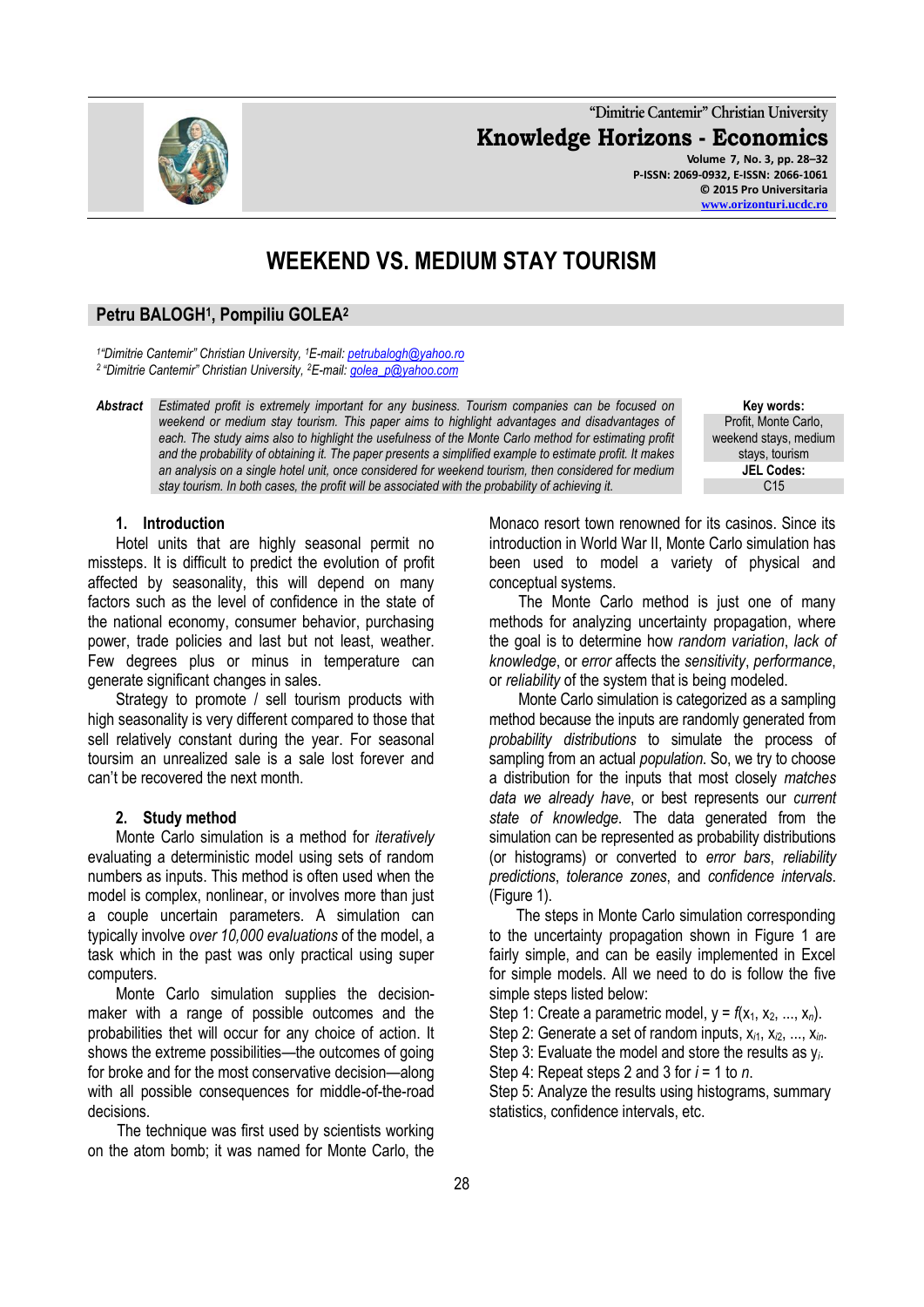# WEEKEND VS. MEDIUM STAY TOURISM

**Petru BALOGH[1], Pompiliu GOLEA[2]**

*[1]"Dimitrie Cantemir" Christian University, [1]E-mail: petrubalogh@yahoo.ro*
*[2] "Dimitrie Cantemir" Christian University, [2]E-mail: golea_p@yahoo.com*

**Abstract** *Estimated profit is extremely important for any business. Tourism companies can be focused on weekend or medium stay tourism. This paper aims to highlight advantages and disadvantages of each. The study aims also to highlight the usefulness of the Monte Carlo method for estimating profit and the probability of obtaining it. The paper presents a simplified example to estimate profit. It makes an analysis on a single hotel unit, once considered for weekend tourism, then considered for medium stay tourism. In both cases, the profit will be associated with the probability of achieving it.*

**Key words:** Profit, Monte Carlo, weekend stays, medium stays, tourism

**JEL Codes:** C15

## 1. Introduction

Hotel units that are highly seasonal permit no missteps. It is difficult to predict the evolution of profit affected by seasonality, this will depend on many factors such as the level of confidence in the state of the national economy, consumer behavior, purchasing power, trade policies and last but not least, weather. Few degrees plus or minus in temperature can generate significant changes in sales.

Strategy to promote / sell tourism products with high seasonality is very different compared to those that sell relatively constant during the year. For seasonal toursim an unrealized sale is a sale lost forever and can't be recovered the next month.

## 2. Study method

Monte Carlo simulation is a method for *iteratively* evaluating a deterministic model using sets of random numbers as inputs. This method is often used when the model is complex, nonlinear, or involves more than just a couple uncertain parameters. A simulation can typically involve *over 10,000 evaluations* of the model, a task which in the past was only practical using super computers.

Monte Carlo simulation supplies the decision-maker with a range of possible outcomes and the probabilities thet will occur for any choice of action. It shows the extreme possibilities—the outcomes of going for broke and for the most conservative decision—along with all possible consequences for middle-of-the-road decisions.

The technique was first used by scientists working on the atom bomb; it was named for Monte Carlo, the Monaco resort town renowned for its casinos. Since its introduction in World War II, Monte Carlo simulation has been used to model a variety of physical and conceptual systems.

The Monte Carlo method is just one of many methods for analyzing uncertainty propagation, where the goal is to determine how *random variation*, *lack of knowledge*, or *error* affects the *sensitivity*, *performance*, or *reliability* of the system that is being modeled.

Monte Carlo simulation is categorized as a sampling method because the inputs are randomly generated from *probability distributions* to simulate the process of sampling from an actual *population*. So, we try to choose a distribution for the inputs that most closely *matches data we already have*, or best represents our *current state of knowledge.* The data generated from the simulation can be represented as probability distributions (or histograms) or converted to *error bars*, *reliability predictions*, *tolerance zones*, and *confidence intervals*. (Figure 1).

The steps in Monte Carlo simulation corresponding to the uncertainty propagation shown in Figure 1 are fairly simple, and can be easily implemented in Excel for simple models. All we need to do is follow the five simple steps listed below:

Step 1: Create a parametric model, $y = f(x_1, x_2, ..., x_n)$.
Step 2: Generate a set of random inputs, $x_{i1}, x_{i2}, ..., x_{in}$.
Step 3: Evaluate the model and store the results as $y_i$.
Step 4: Repeat steps 2 and 3 for $i$ = 1 to $n$.
Step 5: Analyze the results using histograms, summary statistics, confidence intervals, etc.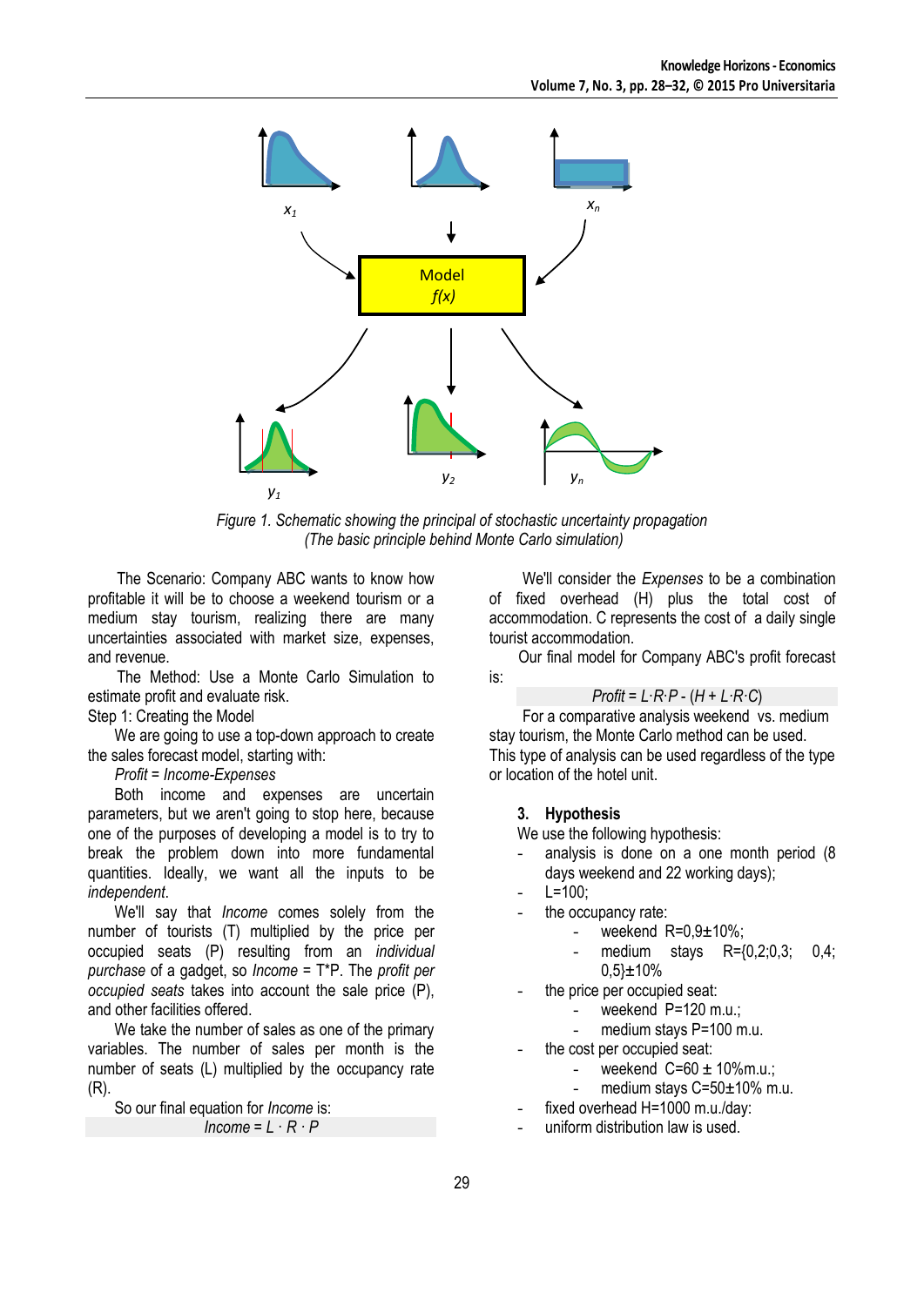*Figure 1. Schematic showing the principal of stochastic uncertainty propagation*
*(The basic principle behind Monte Carlo simulation)*

The Scenario: Company ABC wants to know how profitable it will be to choose a weekend tourism or a medium stay tourism, realizing there are many uncertainties associated with market size, expenses, and revenue.

The Method: Use a Monte Carlo Simulation to estimate profit and evaluate risk.

Step 1: Creating the Model

We are going to use a top-down approach to create the sales forecast model, starting with:

*Profit = Income-Expenses*

Both income and expenses are uncertain parameters, but we aren't going to stop here, because one of the purposes of developing a model is to try to break the problem down into more fundamental quantities. Ideally, we want all the inputs to be *independent*.

We'll say that *Income* comes solely from the number of tourists (T) multiplied by the price per occupied seats (P) resulting from an *individual purchase* of a gadget, so *Income* = T*P. The *profit per occupied seats* takes into account the sale price (P), and other facilities offered.

We take the number of sales as one of the primary variables. The number of sales per month is the number of seats (L) multiplied by the occupancy rate (R).

So our final equation for *Income* is:

$$Income = L \cdot R \cdot P$$

We'll consider the *Expenses* to be a combination of fixed overhead (H) plus the total cost of accommodation. C represents the cost of a daily single tourist accommodation.

Our final model for Company ABC's profit forecast is:

$$Profit = L \cdot R \cdot P - (H + L \cdot R \cdot C)$$

For a comparative analysis weekend vs. medium stay tourism, the Monte Carlo method can be used. This type of analysis can be used regardless of the type or location of the hotel unit.

## 3. Hypothesis

We use the following hypothesis:

- analysis is done on a one month period (8 days weekend and 22 working days);
- L=100;
- the occupancy rate:
  - weekend R=0,9±10%;
  - medium stays R={0,2;0,3; 0,4; 0,5}±10%
- the price per occupied seat:
  - weekend P=120 m.u.;
  - medium stays P=100 m.u.
- the cost per occupied seat:
  - weekend C=60 ± 10%m.u.;
  - medium stays C=50±10% m.u.
- fixed overhead H=1000 m.u./day:
- uniform distribution law is used.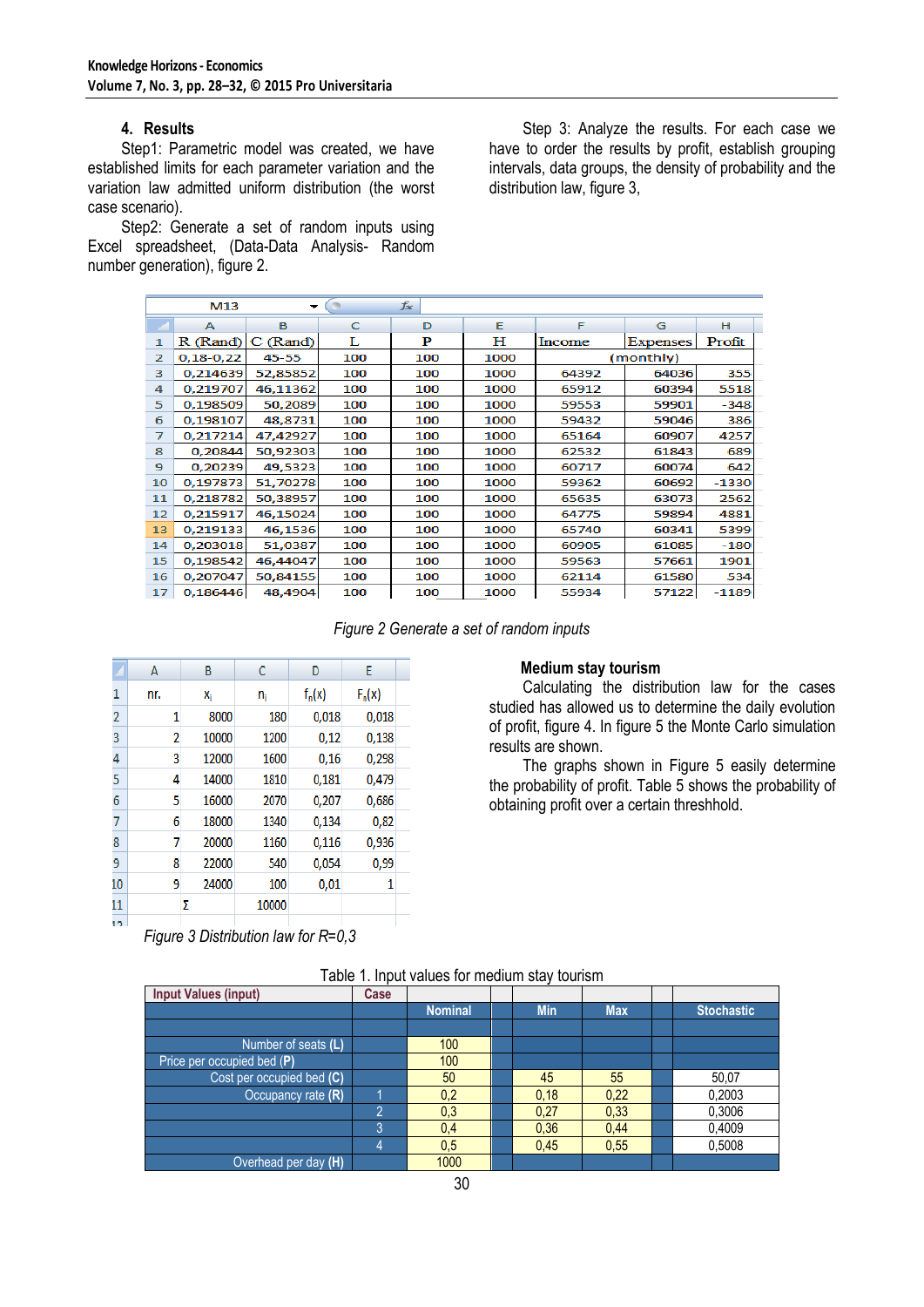## 4. Results

Step1: Parametric model was created, we have established limits for each parameter variation and the variation law admitted uniform distribution (the worst case scenario).

Step2: Generate a set of random inputs using Excel spreadsheet, (Data-Data Analysis- Random number generation), figure 2.

Step 3: Analyze the results. For each case we have to order the results by profit, establish grouping intervals, data groups, the density of probability and the distribution law, figure 3,

| | A | B | C | D | E | F | G | H |
|---|---|---|---|---|---|---|---|---|
| 1 | R (Rand) | C (Rand) | L | P | H | Income | Expenses | Profit |
| 2 | 0,18-0,22 | 45-55 | 100 | 100 | 1000 | | (monthly) | |
| 3 | 0,214639 | 52,85852 | 100 | 100 | 1000 | 64392 | 64036 | 355 |
| 4 | 0,219707 | 46,11362 | 100 | 100 | 1000 | 65912 | 60394 | 5518 |
| 5 | 0,198509 | 50,2089 | 100 | 100 | 1000 | 59553 | 59901 | -348 |
| 6 | 0,198107 | 48,8731 | 100 | 100 | 1000 | 59432 | 59046 | 386 |
| 7 | 0,217214 | 47,42927 | 100 | 100 | 1000 | 65164 | 60907 | 4257 |
| 8 | 0,20844 | 50,92303 | 100 | 100 | 1000 | 62532 | 61843 | 689 |
| 9 | 0,20239 | 49,5323 | 100 | 100 | 1000 | 60717 | 60074 | 642 |
| 10 | 0,197873 | 51,70278 | 100 | 100 | 1000 | 59362 | 60692 | -1330 |
| 11 | 0,218782 | 50,38957 | 100 | 100 | 1000 | 65635 | 63073 | 2562 |
| 12 | 0,215917 | 46,15024 | 100 | 100 | 1000 | 64775 | 59894 | 4881 |
| 13 | 0,219133 | 46,1536 | 100 | 100 | 1000 | 65740 | 60341 | 5399 |
| 14 | 0,203018 | 51,0387 | 100 | 100 | 1000 | 60905 | 61085 | -180 |
| 15 | 0,198542 | 46,44047 | 100 | 100 | 1000 | 59563 | 57661 | 1901 |
| 16 | 0,207047 | 50,84155 | 100 | 100 | 1000 | 62114 | 61580 | 534 |
| 17 | 0,186446 | 48,4904 | 100 | 100 | 1000 | 55934 | 57122 | -1189 |

*Figure 2 Generate a set of random inputs*

| | A | B | C | D | E |
|---|---|---|---|---|---|
| 1 | nr. | $x_i$ | $n_i$ | $f_n(x)$ | $F_n(x)$ |
| 2 | 1 | 8000 | 180 | 0,018 | 0,018 |
| 3 | 2 | 10000 | 1200 | 0,12 | 0,138 |
| 4 | 3 | 12000 | 1600 | 0,16 | 0,298 |
| 5 | 4 | 14000 | 1810 | 0,181 | 0,479 |
| 6 | 5 | 16000 | 2070 | 0,207 | 0,686 |
| 7 | 6 | 18000 | 1340 | 0,134 | 0,82 |
| 8 | 7 | 20000 | 1160 | 0,116 | 0,936 |
| 9 | 8 | 22000 | 540 | 0,054 | 0,99 |
| 10 | 9 | 24000 | 100 | 0,01 | 1 |
| 11 | | Σ | 10000 | | |

*Figure 3 Distribution law for R=0,3*

### Medium stay tourism

Calculating the distribution law for the cases studied has allowed us to determine the daily evolution of profit, figure 4. In figure 5 the Monte Carlo simulation results are shown.

The graphs shown in Figure 5 easily determine the probability of profit. Table 5 shows the probability of obtaining profit over a certain threshold.

Table 1. Input values for medium stay tourism

| Input Values (input) | Case | Nominal | | Min | Max | | Stochastic |
|---|---|---|---|---|---|---|---|
| Number of seats (L) | | 100 | | | | | |
| Price per occupied bed (P) | | 100 | | | | | |
| Cost per occupied bed (C) | | 50 | | 45 | 55 | | 50,07 |
| Occupancy rate (R) | 1 | 0,2 | | 0,18 | 0,22 | | 0,2003 |
| | 2 | 0,3 | | 0,27 | 0,33 | | 0,3006 |
| | 3 | 0,4 | | 0,36 | 0,44 | | 0,4009 |
| | 4 | 0,5 | | 0,45 | 0,55 | | 0,5008 |
| Overhead per day (H) | | 1000 | | | | | |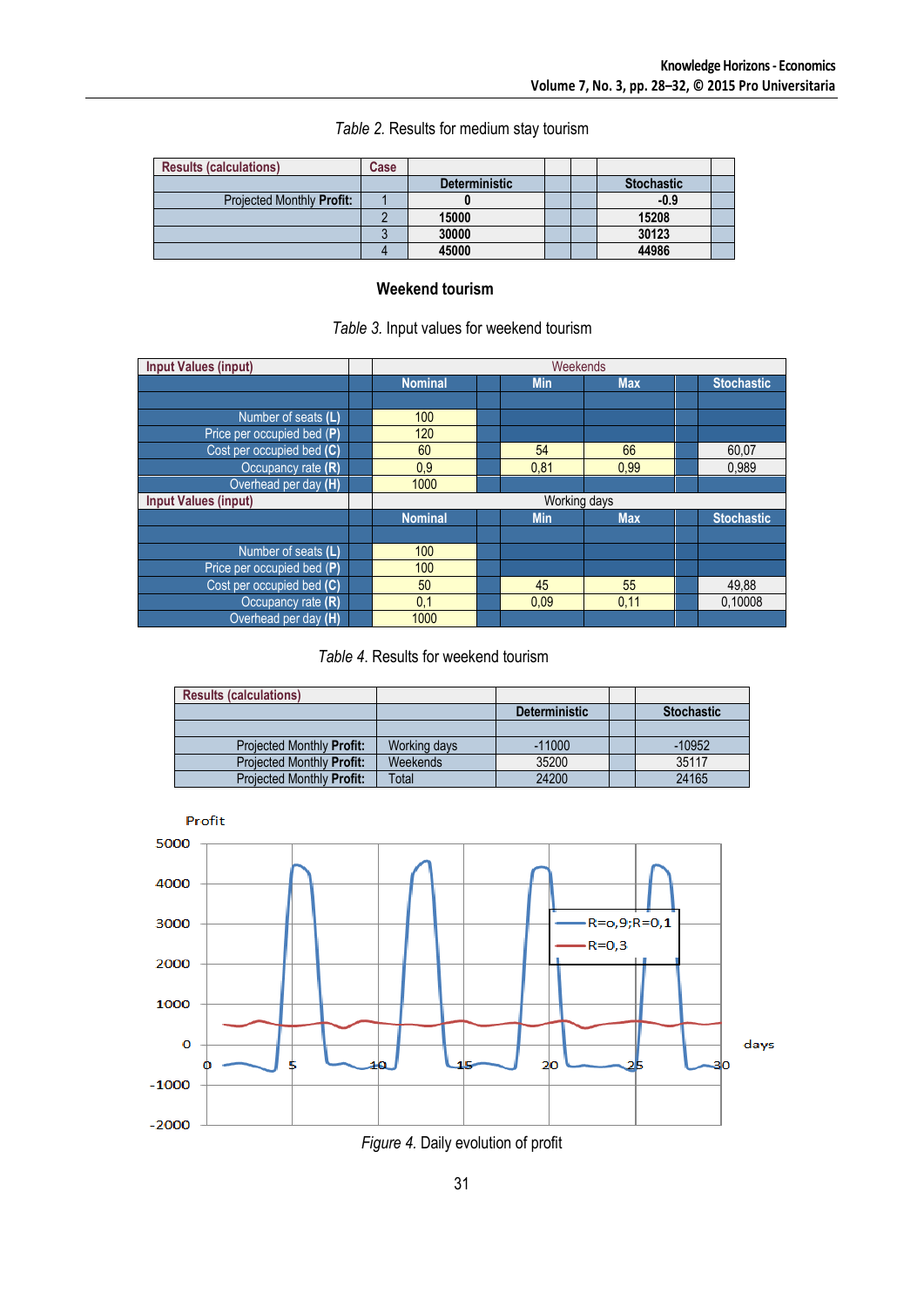*Table 2.* Results for medium stay tourism

| Results (calculations) | Case | Deterministic | | | Stochastic | |
|---|---|---|---|---|---|---|
| Projected Monthly **Profit:** | 1 | 0 | | | -0.9 | |
| | 2 | 15000 | | | 15208 | |
| | 3 | 30000 | | | 30123 | |
| | 4 | 45000 | | | 44986 | |

## Weekend tourism

*Table 3.* Input values for weekend tourism

| Input Values (input) | | Weekends | | | | | |
|---|---|---|---|---|---|---|---|
| | | Nominal | | Min | Max | | Stochastic |
| Number of seats **(L)** | | 100 | | | | | |
| Price per occupied bed **(P)** | | 120 | | | | | |
| Cost per occupied bed **(C)** | | 60 | | 54 | 66 | | 60,07 |
| Occupancy rate **(R)** | | 0,9 | | 0,81 | 0,99 | | 0,989 |
| Overhead per day **(H)** | | 1000 | | | | | |
| **Input Values (input)** | | Working days | | | | | |
| | | **Nominal** | | **Min** | **Max** | | **Stochastic** |
| Number of seats **(L)** | | 100 | | | | | |
| Price per occupied bed **(P)** | | 100 | | | | | |
| Cost per occupied bed **(C)** | | 50 | | 45 | 55 | | 49,88 |
| Occupancy rate **(R)** | | 0,1 | | 0,09 | 0,11 | | 0,10008 |
| Overhead per day **(H)** | | 1000 | | | | | |

*Table 4.* Results for weekend tourism

| Results (calculations) | | Deterministic | | Stochastic |
|---|---|---|---|---|
| Projected Monthly **Profit:** | Working days | -11000 | | -10952 |
| Projected Monthly **Profit:** | Weekends | 35200 | | 35117 |
| Projected Monthly **Profit:** | Total | 24200 | | 24165 |

*Figure 4.* Daily evolution of profit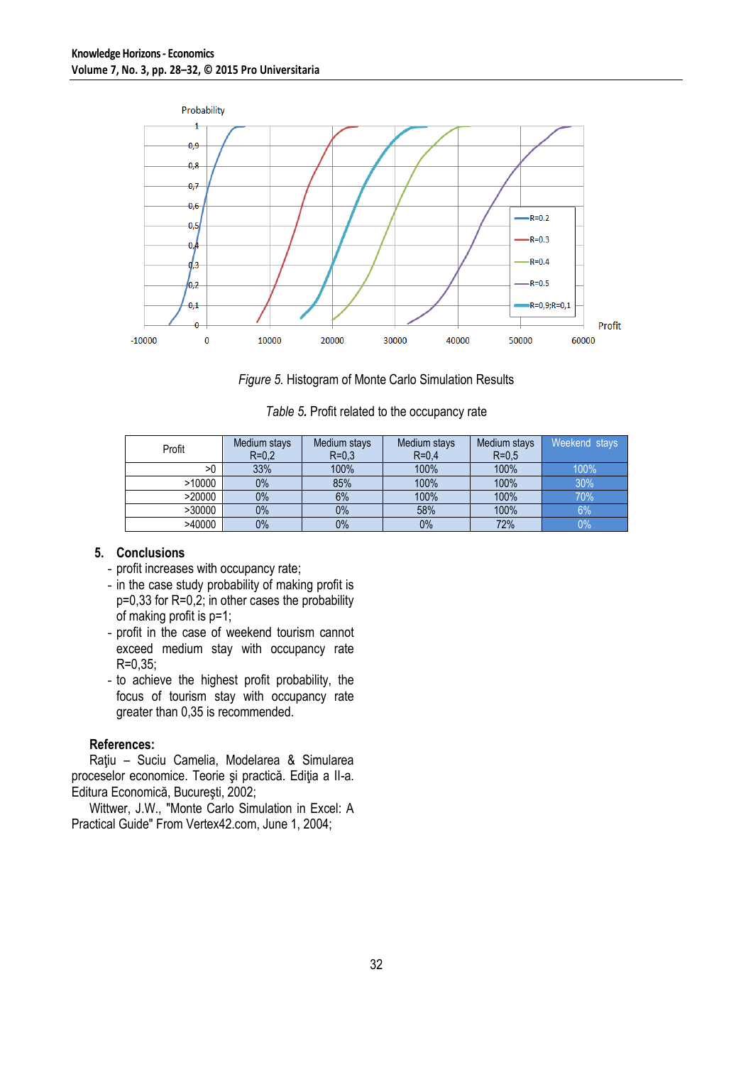Probability

1
0,9
0,8
0,7
0,6
0,5
0,4
0,3
0,2
0,1
0

-10000 0 10000 20000 30000 40000 50000 60000

Profit

R=0.2
R=0.3
R=0.4
R=0.5
R=0,9;R=0,1

*Figure 5.* Histogram of Monte Carlo Simulation Results

*Table 5.* Profit related to the occupancy rate

| Profit | Medium stays R=0,2 | Medium stays R=0,3 | Medium stays R=0,4 | Medium stays R=0,5 | Weekend stays |
|---|---|---|---|---|---|
| >0 | 33% | 100% | 100% | 100% | 100% |
| >10000 | 0% | 85% | 100% | 100% | 30% |
| >20000 | 0% | 6% | 100% | 100% | 70% |
| >30000 | 0% | 0% | 58% | 100% | 6% |
| >40000 | 0% | 0% | 0% | 72% | 0% |

## 5. Conclusions

- profit increases with occupancy rate;
- in the case study probability of making profit is p=0,33 for R=0,2; in other cases the probability of making profit is p=1;
- profit in the case of weekend tourism cannot exceed medium stay with occupancy rate R=0,35;
- to achieve the highest profit probability, the focus of tourism stay with occupancy rate greater than 0,35 is recommended.

**References:**

Raţiu – Suciu Camelia, Modelarea & Simularea proceselor economice. Teorie şi practică. Ediţia a II-a. Editura Economică, Bucureşti, 2002;

Wittwer, J.W., "Monte Carlo Simulation in Excel: A Practical Guide" From Vertex42.com, June 1, 2004;